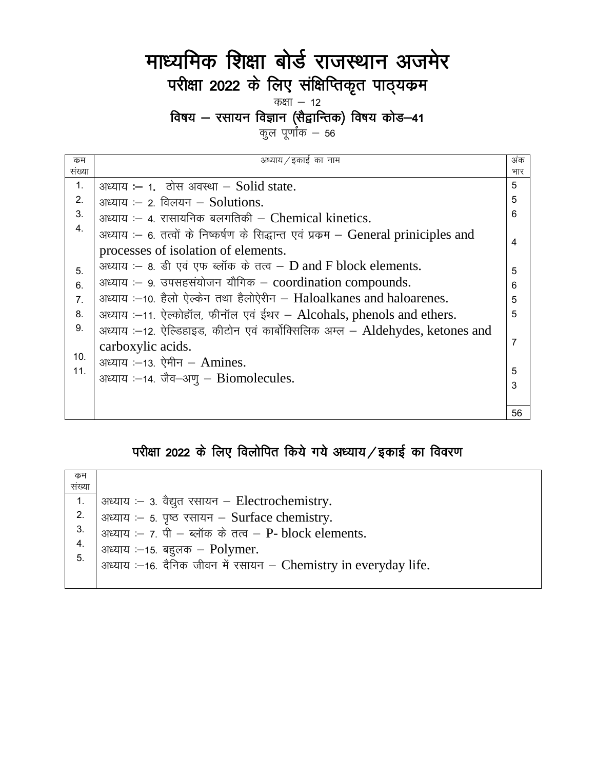# माध्यमिक शिक्षा बोर्ड राजस्थान अजमेर

## परीक्षा 2022 के लिए संक्षिप्तिकृत पाठ्यक्रम

कक्षा – 12

### विषय – रसायन विज्ञान (सैद्वान्तिक) विषय कोड–41

कुल पूर्णांक – 56

| क्रम संख्या | अध्याय / इकाई का नाम | अंक भार |
|---|---|---|
| 1. | अध्याय :– 1. ठोस अवस्था – Solid state. | 5 |
| 2. | अध्याय :– 2. विलयन – Solutions. | 5 |
| 3. | अध्याय :– 4. रासायनिक बलगतिकी – Chemical kinetics. | 6 |
| 4. | अध्याय :– 6. तत्वों के निष्कर्षण के सिद्धान्त एवं प्रक्रम – General priniciples and processes of isolation of elements. | 4 |
| 5. | अध्याय :– 8. डी एवं एफ ब्लॉक के तत्व – D and F block elements. | 5 |
| 6. | अध्याय :– 9. उपसहसंयोजन यौगिक – coordination compounds. | 6 |
| 7. | अध्याय :–10. हैलो ऐल्केन तथा हैलोऐरीन – Haloalkanes and haloarenes. | 5 |
| 8. | अध्याय :–11. ऐल्कोहॉल, फीनॉल एवं ईथर – Alcohals, phenols and ethers. | 5 |
| 9. | अध्याय :–12. ऐल्डिहाइड, कीटोन एवं कार्बोक्सिलिक अम्ल – Aldehydes, ketones and carboxylic acids. | 7 |
| 10. | अध्याय :–13. ऐमीन – Amines. | 5 |
| 11. | अध्याय :–14. जैव–अणु – Biomolecules. | 3 |
| | | 56 |

## परीक्षा 2022 के लिए विलोपित किये गये अध्याय / इकाई का विवरण

| क्रम संख्या | |
|---|---|
| 1. | अध्याय :– 3. वैद्युत रसायन – Electrochemistry. |
| 2. | अध्याय :– 5. पृष्ठ रसायन – Surface chemistry. |
| 3. | अध्याय :– 7. पी – ब्लॉक के तत्व – P- block elements. |
| 4. | अध्याय :–15. बहुलक – Polymer. |
| 5. | अध्याय :–16. दैनिक जीवन में रसायन – Chemistry in everyday life. |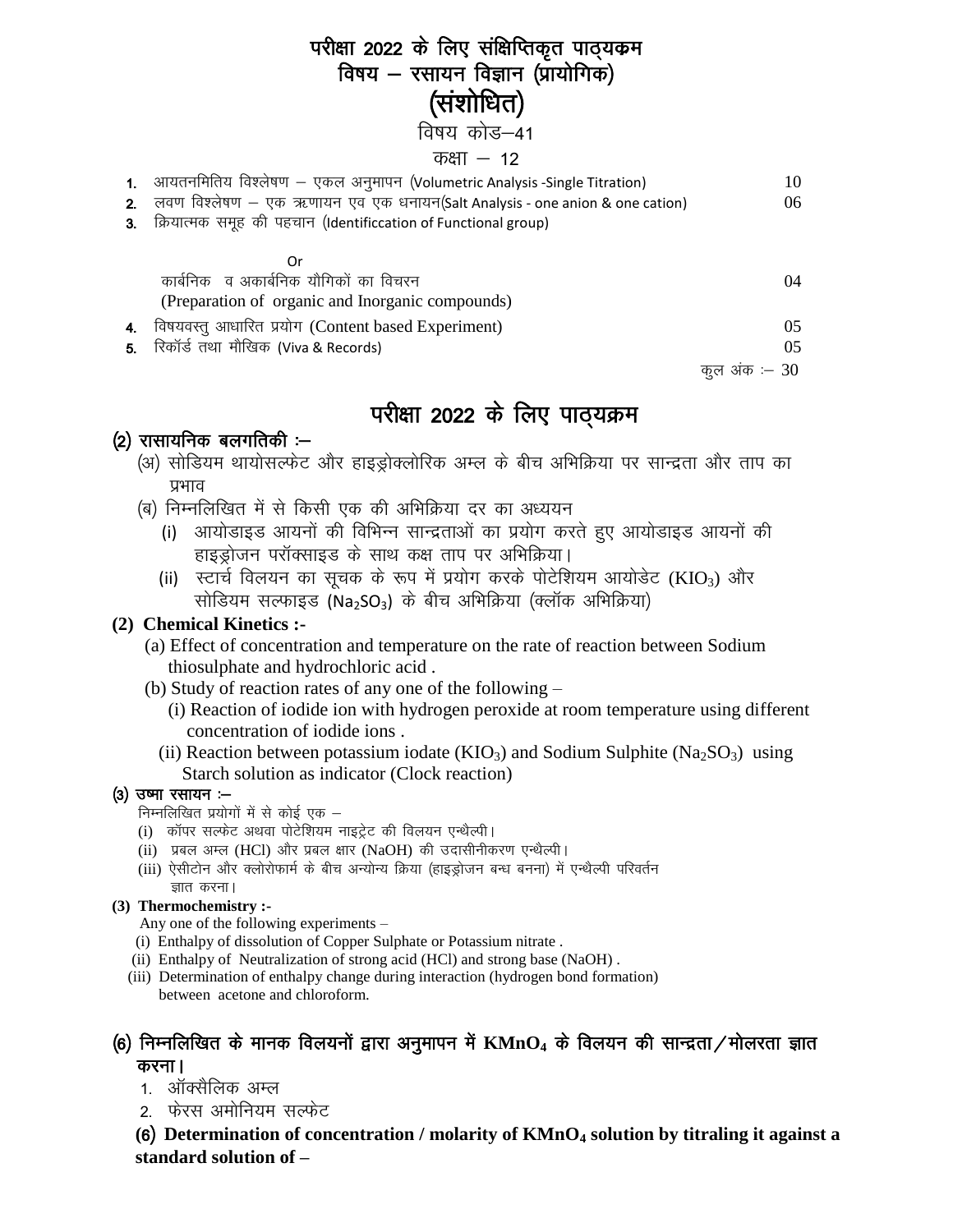# परीक्षा 2022 के लिए संक्षिप्तिकृत पाठ्यक्रम
## विषय – रसायन विज्ञान (प्रायोगिक)
## (संशोधित)

विषय कोड–41

कक्षा – 12

| | | |
|---|---|---|
| 1. | आयतनमितिय विश्लेषण – एकल अनुमापन (Volumetric Analysis -Single Titration) | 10 |
| 2. | लवण विश्लेषण – एक ऋणायन एव एक धनायन(Salt Analysis - one anion & one cation) | 06 |
| 3. | क्रियात्मक समूह की पहचान (Identificcation of Functional group)<br><br>Or<br><br>कार्बनिक व अकार्बनिक यौगिकों का विचरन<br>(Preparation of organic and Inorganic compounds) | 04 |
| 4. | विषयवस्तु आधारित प्रयोग (Content based Experiment) | 05 |
| 5. | रिकॉर्ड तथा मौखिक (Viva & Records) | 05 |
| | कुल अंक :– | 30 |

# परीक्षा 2022 के लिए पाठ्यक्रम

### (2) रासायनिक बलगतिकी :–

(अ) सोडियम थायोसल्फेट और हाइड्रोक्लोरिक अम्ल के बीच अभिक्रिया पर सान्द्रता और ताप का प्रभाव

(ब) निम्नलिखित में से किसी एक की अभिक्रिया दर का अध्ययन

(i) आयोडाइड आयनों की विभिन्न सान्द्रताओं का प्रयोग करते हुए आयोडाइड आयनों की हाइड्रोजन परॉक्साइड के साथ कक्ष ताप पर अभिक्रिया।

(ii) स्टार्च विलयन का सूचक के रूप में प्रयोग करके पोटेशियम आयोडेट ($KIO_3$) और सोडियम सल्फाइड ($Na_2SO_3$) के बीच अभिक्रिया (क्लॉक अभिक्रिया)

### (2) Chemical Kinetics :-

(a) Effect of concentration and temperature on the rate of reaction between Sodium thiosulphate and hydrochloric acid .

(b) Study of reaction rates of any one of the following –

(i) Reaction of iodide ion with hydrogen peroxide at room temperature using different concentration of iodide ions .

(ii) Reaction between potassium iodate ($KIO_3$) and Sodium Sulphite ($Na_2SO_3$) using Starch solution as indicator (Clock reaction)

### (3) उष्मा रसायन :–

निम्नलिखित प्रयोगों में से कोई एक –

(i) कॉपर सल्फेट अथवा पोटेशियम नाइट्रेट की विलयन एन्थैल्पी।

(ii) प्रबल अम्ल (HCl) और प्रबल क्षार (NaOH) की उदासीनीकरण एन्थैल्पी।

(iii) ऐसीटोन और क्लोरोफार्म के बीच अन्योन्य क्रिया (हाइड्रोजन बन्ध बनना) में एन्थैल्पी परिवर्तन ज्ञात करना।

### (3) Thermochemistry :-

Any one of the following experiments –

(i) Enthalpy of dissolution of Copper Sulphate or Potassium nitrate .

(ii) Enthalpy of Neutralization of strong acid (HCl) and strong base (NaOH) .

(iii) Determination of enthalpy change during interaction (hydrogen bond formation) between acetone and chloroform.

### (6) निम्नलिखित के मानक विलयनों द्वारा अनुमापन में $KMnO_4$ के विलयन की सान्द्रता/मोलरता ज्ञात करना।

1. ऑक्सैलिक अम्ल
2. फेरस अमोनियम सल्फेट

**(6) Determination of concentration / molarity of $KMnO_4$ solution by titraling it against a standard solution of –**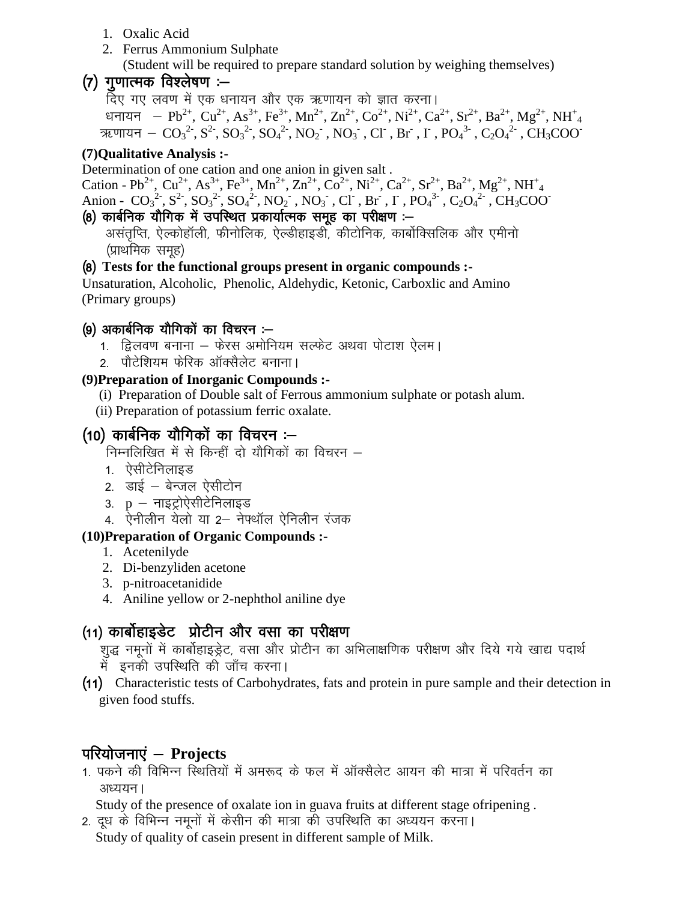1. Oxalic Acid
2. Ferrus Ammonium Sulphate
   (Student will be required to prepare standard solution by weighing themselves)

## (7) गुणात्मक विश्लेषण :–

दिए गए लवण में एक धनायन और एक ऋणायन को ज्ञात करना।

धनायन – $Pb^{2+}$, $Cu^{2+}$, $As^{3+}$, $Fe^{3+}$, $Mn^{2+}$, $Zn^{2+}$, $Co^{2+}$, $Ni^{2+}$, $Ca^{2+}$, $Sr^{2+}$, $Ba^{2+}$, $Mg^{2+}$, $NH^{+}_{4}$

ऋणायन – $CO_3^{2-}$, $S^{2-}$, $SO_3^{2-}$, $SO_4^{2-}$, $NO_2^{-}$ , $NO_3^{-}$ , $Cl^{-}$ , $Br^{-}$ , $I^{-}$ , $PO_4^{3-}$ , $C_2O_4^{2-}$ , $CH_3COO^{-}$

## (7)Qualitative Analysis :-

Determination of one cation and one anion in given salt .

Cation - $Pb^{2+}$, $Cu^{2+}$, $As^{3+}$, $Fe^{3+}$, $Mn^{2+}$, $Zn^{2+}$, $Co^{2+}$, $Ni^{2+}$, $Ca^{2+}$, $Sr^{2+}$, $Ba^{2+}$, $Mg^{2+}$, $NH^{+}_{4}$

Anion - $CO_3^{2-}$, $S^{2-}$, $SO_3^{2-}$, $SO_4^{2-}$, $NO_2^{-}$ , $NO_3^{-}$ , $Cl^{-}$ , $Br^{-}$ , $I^{-}$ , $PO_4^{3-}$ , $C_2O_4^{2-}$ , $CH_3COO^{-}$

## (8) कार्बनिक यौगिक में उपस्थित प्रकार्यात्मक समूह का परीक्षण :–

असंतृप्ति, ऐल्कोहॉली, फीनोलिक, ऐल्डीहाइडी, कीटोनिक, कार्बोक्सिलिक और एमीनो (प्राथमिक समूह)

## (8) Tests for the functional groups present in organic compounds :-

Unsaturation, Alcoholic, Phenolic, Aldehydic, Ketonic, Carboxlic and Amino (Primary groups)

## (9) अकार्बनिक यौगिकों का विचरन :–

1. द्विलवण बनाना – फेरस अमोनियम सल्फेट अथवा पोटाश ऐलम।
2. पौटेशियम फेरिक ऑक्सैलेट बनाना।

## (9)Preparation of Inorganic Compounds :-

(i) Preparation of Double salt of Ferrous ammonium sulphate or potash alum.

(ii) Preparation of potassium ferric oxalate.

## (10) कार्बनिक यौगिकों का विचरन :–

निम्नलिखित में से किन्हीं दो यौगिकों का विचरन –

1. ऐसीटेनिलाइड
2. डाई – बेन्जल ऐसीटोन
3. p – नाइट्रोऐसीटेनिलाइड
4. ऐनीलीन येलो या 2– नेफ्थॉल ऐनिलीन रंजक

## (10)Preparation of Organic Compounds :-

1. Acetenilyde
2. Di-benzyliden acetone
3. p-nitroacetanidide
4. Aniline yellow or 2-nephthol aniline dye

## (11) कार्बोहाइडेट प्रोटीन और वसा का परीक्षण

शुद्ध नमूनों में कार्बोहाइड्रेट, वसा और प्रोटीन का अभिलाक्षणिक परीक्षण और दिये गये खाद्य पदार्थ में इनकी उपस्थिति की जाँच करना।

(11) Characteristic tests of Carbohydrates, fats and protein in pure sample and their detection in given food stuffs.

## परियोजनाएं – Projects

1. पकने की विभिन्न स्थितियों में अमरूद के फल में ऑक्सैलेट आयन की मात्रा में परिवर्तन का अध्ययन।
   Study of the presence of oxalate ion in guava fruits at different stage ofripening .
2. दूध के विभिन्न नमूनों में केसीन की मात्रा की उपस्थिति का अध्ययन करना।
   Study of quality of casein present in different sample of Milk.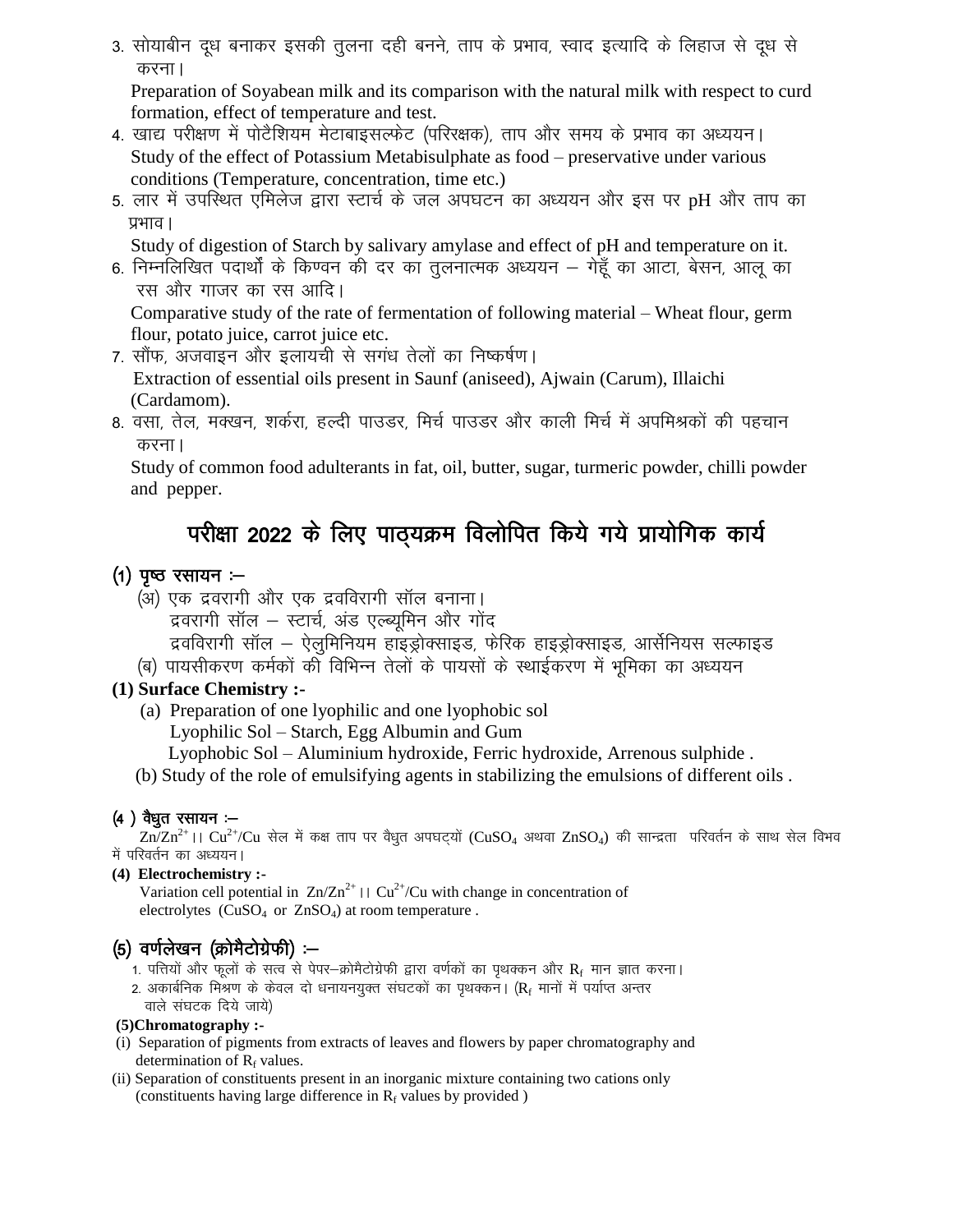3. सोयाबीन दूध बनाकर इसकी तुलना दही बनने, ताप के प्रभाव, स्वाद इत्यादि के लिहाज से दूध से करना।

   Preparation of Soyabean milk and its comparison with the natural milk with respect to curd formation, effect of temperature and test.

4. खाद्य परीक्षण में पोटैशियम मेटाबाइसल्फेट (परिरक्षक), ताप और समय के प्रभाव का अध्ययन।

   Study of the effect of Potassium Metabisulphate as food – preservative under various conditions (Temperature, concentration, time etc.)

5. लार में उपस्थित एमिलेज द्वारा स्टार्च के जल अपघटन का अध्ययन और इस पर pH और ताप का प्रभाव।

   Study of digestion of Starch by salivary amylase and effect of pH and temperature on it.

6. निम्नलिखित पदार्थों के किण्वन की दर का तुलनात्मक अध्ययन – गेहूँ का आटा, बेसन, आलू का रस और गाजर का रस आदि।

   Comparative study of the rate of fermentation of following material – Wheat flour, germ flour, potato juice, carrot juice etc.

7. सौंफ, अजवाइन और इलायची से सगंध तेलों का निष्कर्षण।

   Extraction of essential oils present in Saunf (aniseed), Ajwain (Carum), Illaichi (Cardamom).

8. वसा, तेल, मक्खन, शर्करा, हल्दी पाउडर, मिर्च पाउडर और काली मिर्च में अपमिश्रकों की पहचान करना।

   Study of common food adulterants in fat, oil, butter, sugar, turmeric powder, chilli powder and pepper.

## परीक्षा 2022 के लिए पाठ्यक्रम विलोपित किये गये प्रायोगिक कार्य

### (1) पृष्ठ रसायन :–

(अ) एक द्रवरागी और एक द्रवविरागी सॉल बनाना।

द्रवरागी सॉल – स्टार्च, अंड एल्ब्यूमिन और गोंद

द्रवविरागी सॉल – ऐलुमिनियम हाइड्रोक्साइड, फेरिक हाइड्रोक्साइड, आर्सेनियस सल्फाइड

(ब) पायसीकरण कर्मकों की विभिन्न तेलों के पायसों के स्थाईकरण में भूमिका का अध्ययन

### (1) Surface Chemistry :-

(a) Preparation of one lyophilic and one lyophobic sol

Lyophilic Sol – Starch, Egg Albumin and Gum

Lyophobic Sol – Aluminium hydroxide, Ferric hydroxide, Arrenous sulphide .

(b) Study of the role of emulsifying agents in stabilizing the emulsions of different oils .

### (4 ) वैधुत रसायन :–

$Zn/Zn^{2+} || Cu^{2+}/Cu$ सेल में कक्ष ताप पर वैधुत अपघट्यों ($CuSO_4$ अथवा $ZnSO_4$) की सान्द्रता परिवर्तन के साथ सेल विभव में परिवर्तन का अध्ययन।

### (4) Electrochemistry :-

Variation cell potential in $Zn/Zn^{2+} || Cu^{2+}/Cu$ with change in concentration of electrolytes ($CuSO_4$ or $ZnSO_4$) at room temperature .

### (5) वर्णलेखन (क्रोमैटोग्रेफी) :–

1. पत्तियों और फूलों के सत्व से पेपर–क्रोमैटोग्रेफी द्वारा वर्णकों का पृथक्कन और $R_f$ मान ज्ञात करना।
2. अकार्बनिक मिश्रण के केवल दो धनायनयुक्त संघटकों का पृथक्कन। ($R_f$ मानों में पर्याप्त अन्तर वाले संघटक दिये जाये)

### (5)Chromatography :-

(i) Separation of pigments from extracts of leaves and flowers by paper chromatography and determination of $R_f$ values.

(ii) Separation of constituents present in an inorganic mixture containing two cations only (constituents having large difference in $R_f$ values by provided )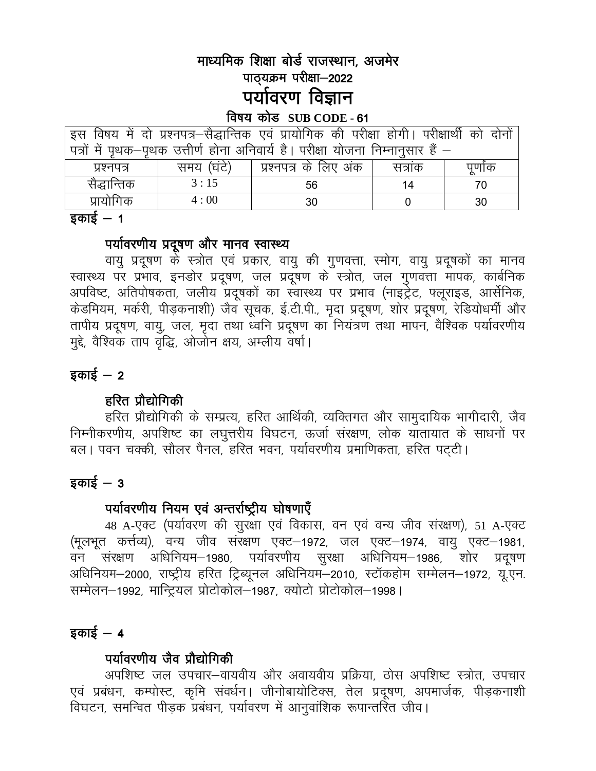# माध्यमिक शिक्षा बोर्ड राजस्थान, अजमेर

## पाठ्यक्रम परीक्षा–2022

# पर्यावरण विज्ञान

### विषय कोड SUB CODE - 61

इस विषय में दो प्रश्नपत्र–सैद्धान्तिक एवं प्रायोगिक की परीक्षा होगी। परीक्षार्थी को दोनों पत्रों में पृथक–पृथक उत्तीर्ण होना अनिवार्य है। परीक्षा योजना निम्नानुसार हैं –

| प्रश्नपत्र | समय (घंटे) | प्रश्नपत्र के लिए अंक | सत्रांक | पूर्णांक |
|---|---|---|---|---|
| सैद्धान्तिक | 3 : 15 | 56 | 14 | 70 |
| प्रायोगिक | 4 : 00 | 30 | 0 | 30 |

**इकाई – 1**

### पर्यावरणीय प्रदूषण और मानव स्वास्थ्य

वायु प्रदूषण के स्त्रोत एवं प्रकार, वायु की गुणवत्ता, स्मोग, वायु प्रदूषकों का मानव स्वास्थ्य पर प्रभाव, इनडोर प्रदूषण, जल प्रदूषण के स्त्रोत, जल गुणवत्ता मापक, कार्बनिक अपविष्ट, अतिपोषकता, जलीय प्रदूषकों का स्वास्थ्य पर प्रभाव (नाइट्रेट, फ्लूराइड, आर्सेनिक, केडमियम, मर्करी, पीड़कनाशी) जैव सूचक, ई.टी.पी., मृदा प्रदूषण, शोर प्रदूषण, रेडियोधर्मी और तापीय प्रदूषण, वायु, जल, मृदा तथा ध्वनि प्रदूषण का नियंत्रण तथा मापन, वैश्विक पर्यावरणीय मुद्दे, वैश्विक ताप वृद्धि, ओजोन क्षय, अम्लीय वर्षा।

**इकाई – 2**

### हरित प्रौद्योगिकी

हरित प्रौद्योगिकी के सम्प्रत्य, हरित आर्थिकी, व्यक्तिगत और सामुदायिक भागीदारी, जैव निम्नीकरणीय, अपशिष्ट का लघुत्तरीय विघटन, ऊर्जा संरक्षण, लोक यातायात के साधनों पर बल। पवन चक्की, सौलर पैनल, हरित भवन, पर्यावरणीय प्रमाणिकता, हरित पट्टी।

**इकाई – 3**

### पर्यावरणीय नियम एवं अन्तर्राष्ट्रीय घोषणाएँ

48 A-एक्ट (पर्यावरण की सुरक्षा एवं विकास, वन एवं वन्य जीव संरक्षण), 51 A-एक्ट (मूलभूत कर्त्तव्य), वन्य जीव संरक्षण एक्ट–1972, जल एक्ट–1974, वायु एक्ट–1981, वन संरक्षण अधिनियम–1980, पर्यावरणीय सुरक्षा अधिनियम–1986, शोर प्रदूषण अधिनियम–2000, राष्ट्रीय हरित ट्रिब्यूनल अधिनियम–2010, स्टॉकहोम सम्मेलन–1972, यू.एन. सम्मेलन–1992, मान्ट्रियल प्रोटोकोल–1987, क्योटो प्रोटोकोल–1998।

**इकाई – 4**

### पर्यावरणीय जैव प्रौद्योगिकी

अपशिष्ट जल उपचार–वायवीय और अवायवीय प्रक्रिया, ठोस अपशिष्ट स्त्रोत, उपचार एवं प्रबंधन, कम्पोस्ट, कृमि संवर्धन। जीनोबायोटिक्स, तेल प्रदूषण, अपमार्जक, पीड़कनाशी विघटन, समन्वित पीड़क प्रबंधन, पर्यावरण में आनुवांशिक रूपान्तरित जीव।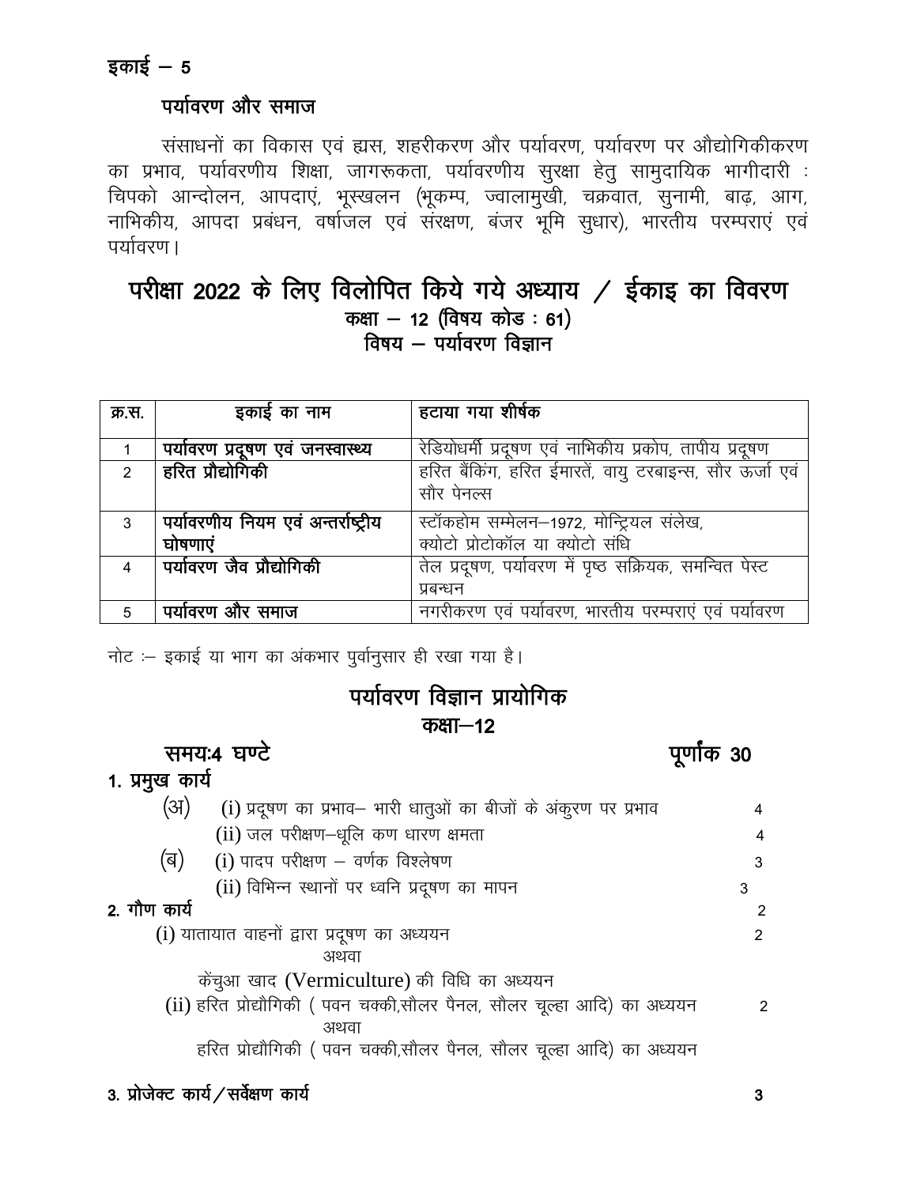**इकाई – 5**

**पर्यावरण और समाज**

संसाधनों का विकास एवं ह्रास, शहरीकरण और पर्यावरण, पर्यावरण पर औद्योगिकीकरण का प्रभाव, पर्यावरणीय शिक्षा, जागरूकता, पर्यावरणीय सुरक्षा हेतु सामुदायिक भागीदारी : चिपको आन्दोलन, आपदाएं, भूस्खलन (भूकम्प, ज्वालामुखी, चक्रवात, सुनामी, बाढ़, आग, नाभिकीय, आपदा प्रबंधन, वर्षाजल एवं संरक्षण, बंजर भूमि सुधार), भारतीय परम्पराएं एवं पर्यावरण।

## परीक्षा 2022 के लिए विलोपित किये गये अध्याय / ईकाइ का विवरण

**कक्षा – 12 (विषय कोड : 61)**

**विषय – पर्यावरण विज्ञान**

| क्र.स. | इकाई का नाम | हटाया गया शीर्षक |
|---|---|---|
| 1 | **पर्यावरण प्रदूषण एवं जनस्वास्थ्य** | रेडियोधर्मी प्रदूषण एवं नाभिकीय प्रकोप, तापीय प्रदूषण |
| 2 | **हरित प्रौद्योगिकी** | हरित बैंकिंग, हरित ईमारतें, वायु टरबाइन्स, सौर ऊर्जा एवं सौर पेनल्स |
| 3 | **पर्यावरणीय नियम एवं अन्तर्राष्ट्रीय घोषणाएं** | स्टॉकहोम सम्मेलन–1972, मोन्ट्रियल संलेख, क्योटो प्रोटोकॉल या क्योटो संधि |
| 4 | **पर्यावरण जैव प्रौद्योगिकी** | तेल प्रदूषण, पर्यावरण में पृष्ठ सक्रियक, समन्वित पेस्ट प्रबन्धन |
| 5 | **पर्यावरण और समाज** | नगरीकरण एवं पर्यावरण, भारतीय परम्पराएं एवं पर्यावरण |

नोट :– इकाई या भाग का अंकभार पुर्वानुसार ही रखा गया है।

## पर्यावरण विज्ञान प्रायोगिक

**कक्षा–12**

**समयः4 घण्टे** **पूर्णांक 30**

**1. प्रमुख कार्य**

(अ) (i) प्रदूषण का प्रभाव– भारी धातुओं का बीजों के अंकुरण पर प्रभाव — 4

(ii) जल परीक्षण–धूलि कण धारण क्षमता — 4

(ब) (i) पादप परीक्षण – वर्णक विश्लेषण — 3

(ii) विभिन्न स्थानों पर ध्वनि प्रदूषण का मापन — 3

**2. गौण कार्य** — 2

(i) यातायात वाहनों द्वारा प्रदूषण का अध्ययन — 2

अथवा

केंचुआ खाद (Vermiculture) की विधि का अध्ययन

(ii) हरित प्रोद्यौगिकी ( पवन चक्की,सौलर पैनल, सौलर चूल्हा आदि) का अध्ययन — 2

अथवा

हरित प्रोद्यौगिकी ( पवन चक्की,सौलर पैनल, सौलर चूल्हा आदि) का अध्ययन

**3. प्रोजेक्ट कार्य / सर्वेक्षण कार्य** — **3**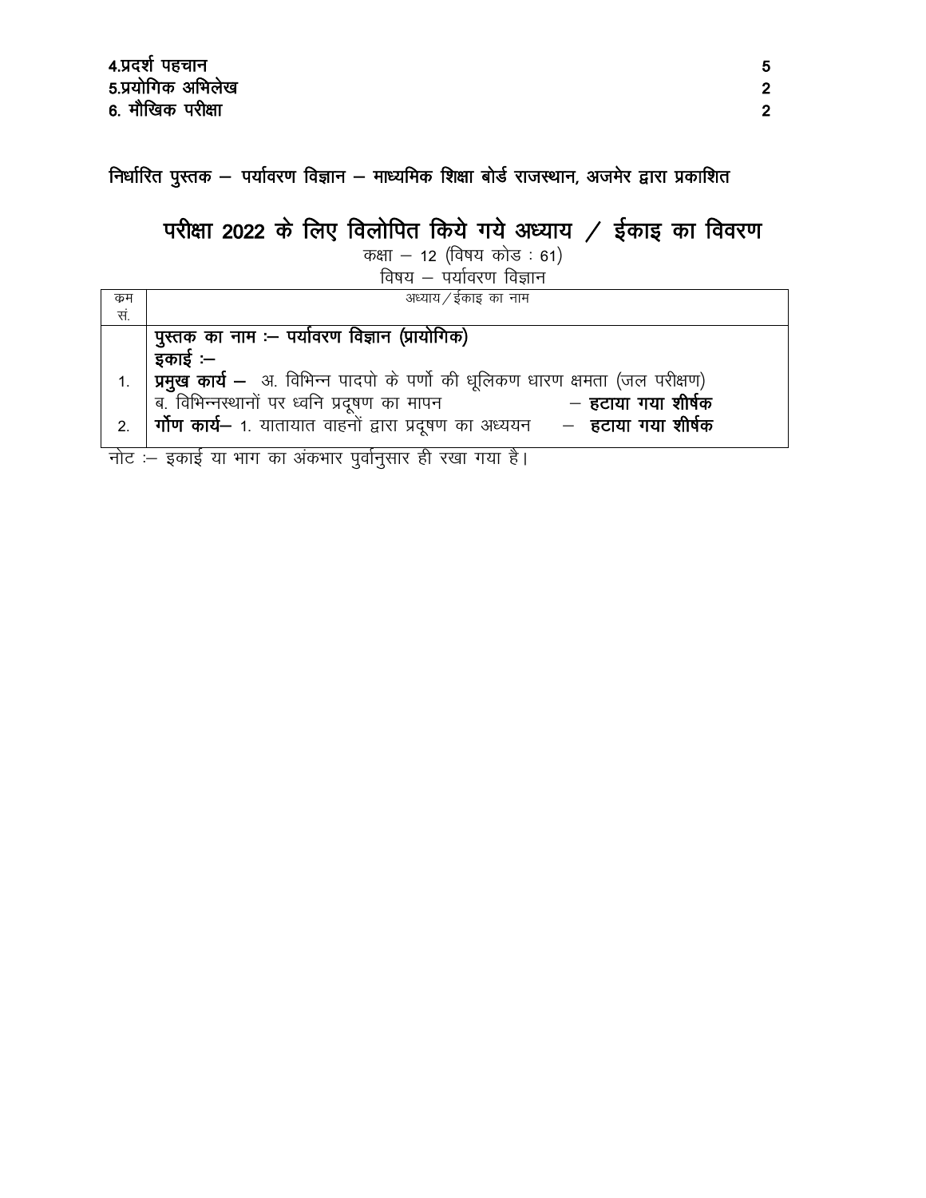| | |
|---|---|
| 4.प्रदर्श पहचान | 5 |
| 5.प्रयोगिक अभिलेख | 2 |
| 6. मौखिक परीक्षा | 2 |

निर्धारित पुस्तक – पर्यावरण विज्ञान – माध्यमिक शिक्षा बोर्ड राजस्थान, अजमेर द्वारा प्रकाशित

## परीक्षा 2022 के लिए विलोपित किये गये अध्याय / ईकाइ का विवरण

कक्षा – 12 (विषय कोड : 61)

विषय – पर्यावरण विज्ञान

| क्रम सं. | अध्याय / ईकाइ का नाम |
|---|---|
| | **पुस्तक का नाम :– पर्यावरण विज्ञान (प्रायोगिक)** |
| | **इकाई :–** |
| 1. | **प्रमुख कार्य –** अ. विभिन्न पादपो के पर्णो की धूलिकण धारण क्षमता (जल परीक्षण) |
| | ब. विभिन्नस्थानों पर ध्वनि प्रदूषण का मापन – **हटाया गया शीर्षक** |
| 2. | **गौण कार्य–** 1. यातायात वाहनों द्वारा प्रदूषण का अध्ययन – **हटाया गया शीर्षक** |

नोट :– इकाई या भाग का अंकभार पुर्वानुसार ही रखा गया है।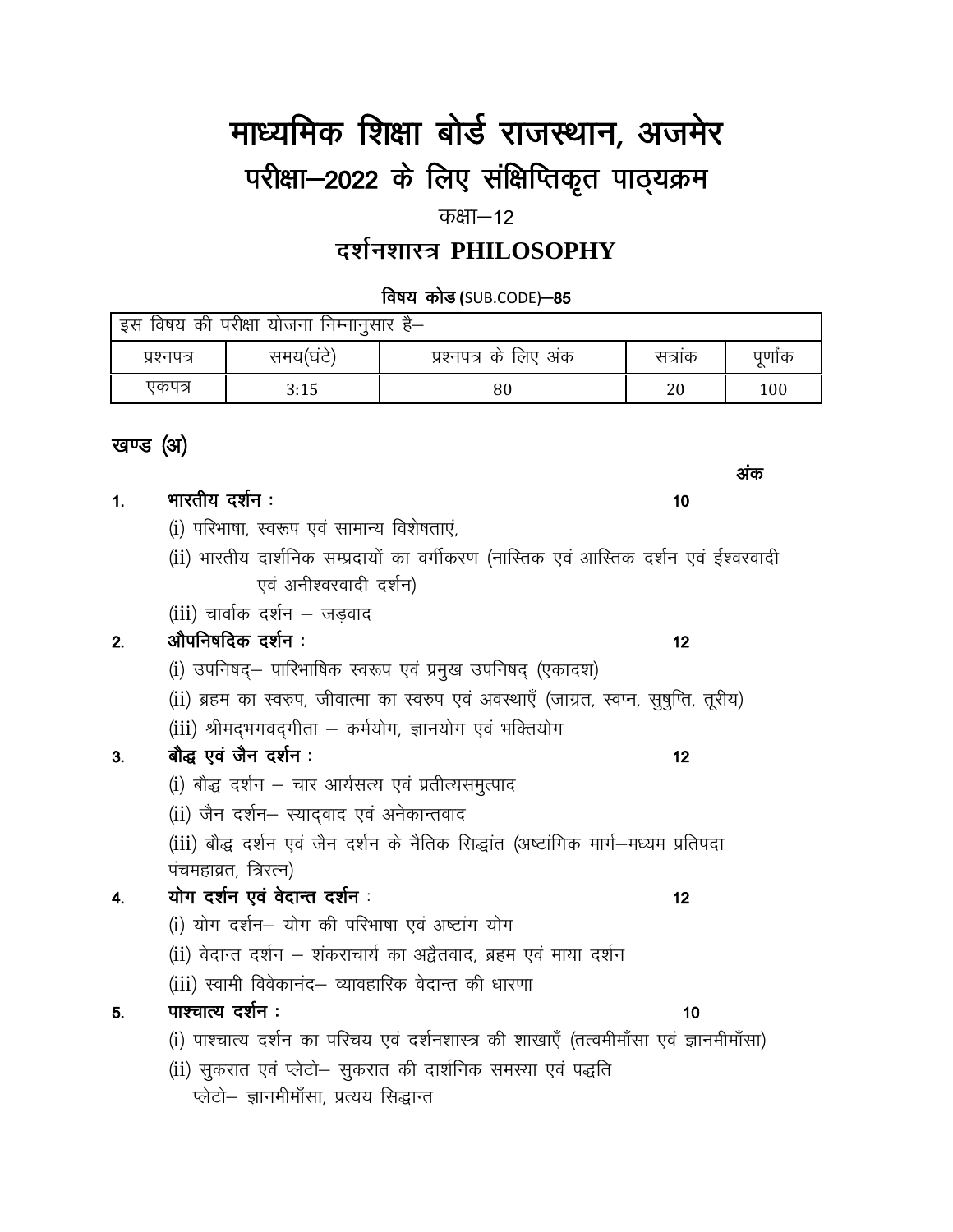# माध्यमिक शिक्षा बोर्ड राजस्थान, अजमेर

## परीक्षा–2022 के लिए संक्षिप्तिकृत पाठ्यक्रम

कक्षा–12

## दर्शनशास्त्र PHILOSOPHY

**विषय कोड (SUB.CODE)–85**

| इस विषय की परीक्षा योजना निम्नानुसार है– | | | | |
|---|---|---|---|---|
| प्रश्नपत्र | समय(घंटे) | प्रश्नपत्र के लिए अंक | सत्रांक | पूर्णांक |
| एकपत्र | 3:15 | 80 | 20 | 100 |

### खण्ड (अ)

**अंक**

1. **भारतीय दर्शन :** **10**
   - (i) परिभाषा, स्वरूप एवं सामान्य विशेषताएं,
   - (ii) भारतीय दार्शनिक सम्प्रदायों का वर्गीकरण (नास्तिक एवं आस्तिक दर्शन एवं ईश्वरवादी एवं अनीश्वरवादी दर्शन)
   - (iii) चार्वाक दर्शन – जड़वाद
2. **औपनिषदिक दर्शन :** **12**
   - (i) उपनिषद्– पारिभाषिक स्वरूप एवं प्रमुख उपनिषद् (एकादश)
   - (ii) ब्रहम का स्वरुप, जीवात्मा का स्वरुप एवं अवस्थाएँ (जाग्रत, स्वप्न, सुषुप्ति, तूरीय)
   - (iii) श्रीमद्भगवद्गीता – कर्मयोग, ज्ञानयोग एवं भक्तियोग
3. **बौद्ध एवं जैन दर्शन :** **12**
   - (i) बौद्ध दर्शन – चार आर्यसत्य एवं प्रतीत्यसमुत्पाद
   - (ii) जैन दर्शन– स्याद्वाद एवं अनेकान्तवाद
   - (iii) बौद्ध दर्शन एवं जैन दर्शन के नैतिक सिद्धांत (अष्टांगिक मार्ग–मध्यम प्रतिपदा पंचमहाव्रत, त्रिरत्न)
4. **योग दर्शन एवं वेदान्त दर्शन :** **12**
   - (i) योग दर्शन– योग की परिभाषा एवं अष्टांग योग
   - (ii) वेदान्त दर्शन – शंकराचार्य का अद्वैतवाद, ब्रहम एवं माया दर्शन
   - (iii) स्वामी विवेकानंद– व्यावहारिक वेदान्त की धारणा
5. **पाश्चात्य दर्शन :** **10**
   - (i) पाश्चात्य दर्शन का परिचय एवं दर्शनशास्त्र की शाखाएँ (तत्वमीमाँसा एवं ज्ञानमीमाँसा)
   - (ii) सुकरात एवं प्लेटो– सुकरात की दार्शनिक समस्या एवं पद्धति
     प्लेटो– ज्ञानमीमाँसा, प्रत्यय सिद्धान्त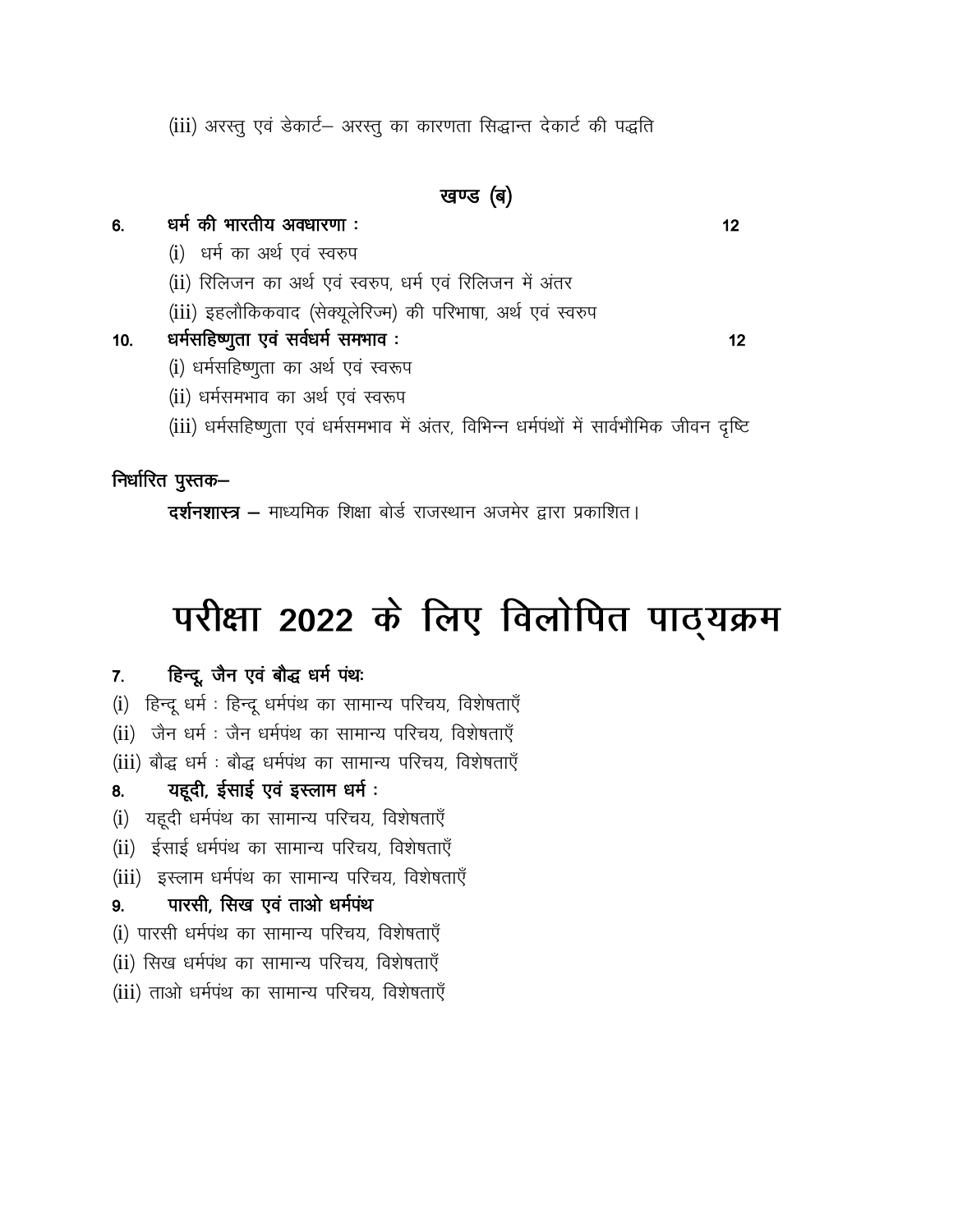(iii) अरस्तु एवं डेकार्ट– अरस्तु का कारणता सिद्धान्त देकार्ट की पद्धति

## खण्ड (ब)

**6. धर्म की भारतीय अवधारणा :** **12**

(i) धर्म का अर्थ एवं स्वरुप

(ii) रिलिजन का अर्थ एवं स्वरुप, धर्म एवं रिलिजन में अंतर

(iii) इहलौकिकवाद (सेक्यूलेरिज्म) की परिभाषा, अर्थ एवं स्वरुप

**10. धर्मसहिष्णुता एवं सर्वधर्म समभाव :** **12**

(i) धर्मसहिष्णुता का अर्थ एवं स्वरूप

(ii) धर्मसमभाव का अर्थ एवं स्वरूप

(iii) धर्मसहिष्णुता एवं धर्मसमभाव में अंतर, विभिन्न धर्मपंथों में सार्वभौमिक जीवन दृष्टि

**निर्धारित पुस्तक–**

**दर्शनशास्त्र** – माध्यमिक शिक्षा बोर्ड राजस्थान अजमेर द्वारा प्रकाशित।

# परीक्षा 2022 के लिए विलोपित पाठ्यक्रम

**7. हिन्दू, जैन एवं बौद्ध धर्म पंथः**

(i) हिन्दू धर्म : हिन्दू धर्मपंथ का सामान्य परिचय, विशेषताएँ

(ii) जैन धर्म : जैन धर्मपंथ का सामान्य परिचय, विशेषताएँ

(iii) बौद्ध धर्म : बौद्ध धर्मपंथ का सामान्य परिचय, विशेषताएँ

**8. यहूदी, ईसाई एवं इस्लाम धर्म :**

(i) यहूदी धर्मपंथ का सामान्य परिचय, विशेषताएँ

(ii) ईसाई धर्मपंथ का सामान्य परिचय, विशेषताएँ

(iii) इस्लाम धर्मपंथ का सामान्य परिचय, विशेषताएँ

**9. पारसी, सिख एवं ताओ धर्मपंथ**

(i) पारसी धर्मपंथ का सामान्य परिचय, विशेषताएँ

(ii) सिख धर्मपंथ का सामान्य परिचय, विशेषताएँ

(iii) ताओ धर्मपंथ का सामान्य परिचय, विशेषताएँ